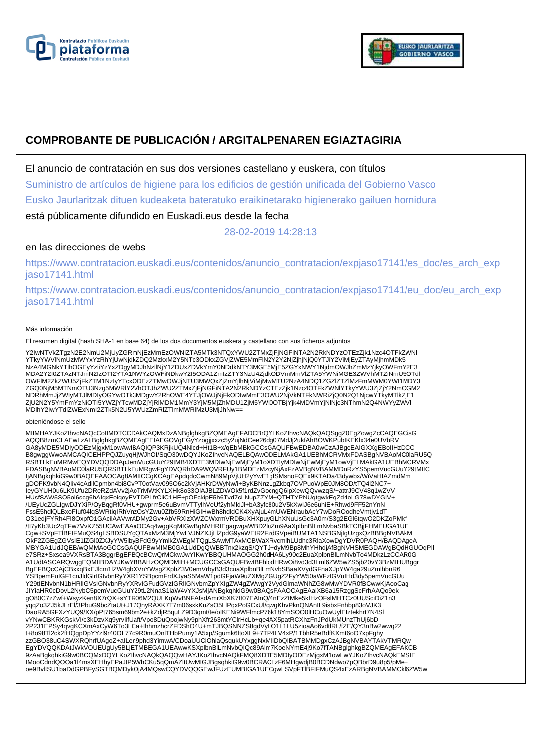# COMPROBANTE DE PUBLICACIÓN / ARGITALPENAREN EGIAZTAGIRIA

El anuncio de contratación en sus dos versiones castellano y euskera, con títulos

Suministro de artículos de higiene para los edificios de gestión unificada del Gobierno Vasco

Eusko Jaurlaritzak dituen kudeaketa bateratuko eraikinetarako higienerako gailuen hornidura

está públicamente difundido en Euskadi.eus desde la fecha

28-02-2019 14:28:13

en las direcciones de webs

https://www.contratacion.euskadi.eus/contenidos/anuncio_contratacion/expjaso17141/es_doc/es_arch_expjaso17141.html

https://www.contratacion.euskadi.eus/contenidos/anuncio_contratacion/expjaso17141/eu_doc/eu_arch_expjaso17141.html

Más información

El resumen digital (hash SHA-1 en base 64) de los dos documentos euskera y castellano con sus ficheros adjuntos

Y2IwNTVkZTgzN2E2NmU2MjUyZGRmNjEzMmEzOWNiZTA5MTk3NTQxYWU2ZTMxZjFjNGFiNTA2N2RkNDYzOTEzZjk1Nzc4OTFkZWNlYTkyYWVlNmUzMWYxYzRhYjUwNjdkZDQ2MzkxM2Y5NTc3ODkxZGVjZWE5MmFlN2Y2Y2NjZjhjNjQ0YTJiY2ViMjEyZTAyMjhmMDk5NzA4MGNkYTlhOGEyYzliYzYxZDgyMDJhNzllNjY1ZDUxZDVkYmY0NDdkNTY3MGE5MjE5ZGYxNWY1NjdmOWJhZmMzYjkyOWFmY2E3MDA2Y2I0ZTAzNTJmN2IzOTI2YTA1NWYzOWFiNDkwY2I5ODA1ZmIzZTY3NzU4ZjdkODVmMmVlZTA5YWNiMGE3ZWVhMTZiNmU5OTdlOWFlM2ZkZWU5ZjFkZTM1NzIyYTcxODEzZTMwOWJjNTU3MWQxZjZmYjlhNjViMjMwMTU2NzA4NDQ1ZGZlZTZlMzFmMWM0YWI1MDY3ZGQ0NjM5MTNmOTU3Nzg5MWRlY2VhOTJhZWU2ZTMxZjFjNGFiNTA2N2RkNDYzOTEzZjk1Nzc4OTFkZWNlYTkyYWU3ZjZjY2NmOGM2NDRhMmJjZWIyMTJlMDIyOGYwOTk3MDgwY2RhOWE4YTJjOWJjNjFkODIwMmE3OWU2NjVkNTFkNWRiZjQ0N2Q1NjcwYTkyMTlkZjE1ZjU2N2Y5YmFmYzNiOTI5YWZjYTcwMDZjYjRlMDM1MmY3YjM5MjZhMDU1ZjM5YWI0OTBjYjk4MDVmYjNlNjc3NThmN2Q4NWYyZWVlMDlhY2IwYTdlZWExNmI2ZTk5N2U5YWUzZmRlZTlmMWRlMzU3MjJhNw==

obteniéndose el sello

MIIMHAYJKoZIhvcNAQcCoIIMDTCCDAkCAQMxDzANBglghkgBZQMEAgEFADCBrQYLKoZIhvcNAQkQAQSggZ0EgZowgZcCAQEGCisGAQQB8zmCLAEwLzALBglghkgBZQMEAgEEIAEGOVgEGyYzogjjxxzc5y2ujNdCee26dg07MdJj2ukfAhBOWKPubIKEKlx34e0UVbRVGA8yMDE5MDIyODEzMjgxM1owAwIBAQIQP3KRjkUQ4Nlcd+Ht1B+x/qEbMBkGCCsGAQUFBwEDBA0wCzAJBgcEAIGXXgEBoIIHzDCCB8gwggWwoAMCAQICEHPPQJZuyqHjWJhOI/SqO30wDQYJKoZIhvcNAQELBQAwODELMAkGA1UEBhMCRVMxFDASBgNVBAoMC0laRU5QRSBTLkEuMRMwEQYDVQQDDApJemVucGUuY29tMB4XDTE3MDIwNjEwMjEyM1oXDTIyMDIwNjEwMjEyM1owVjELMAkGA1UEBhMCRVMxFDASBgNVBAoMC0laRU5QRSBTLkEuMRgwFgYDVQRhDA9WQVRFUy1BMDEzMzcyNjAxFzAVBgNVBAMMDnRzYS5pemVucGUuY29tMIICIjANBgkqhkiG9w0BAQEFAAOCAg8AMIICCgKCAgEApdqdcCwmN89MpVjUH2yYwE1gfSMsnoFQEx9KTADa43dywbx/WiVaHIAZmdMmgDOFK9vbN4Qiiv4cAdilCpmbn4bi8CvPT0otVav095O6c2kVjAHKrDWyNw/i+ByKBNnzLgZkbq7OVPuoWpE0JM8OD/tTQ4l2NC7+IeyGYUH0u6LK9Ufu2DReRZdAVv2jAoTrMWtKYLXHk8o33OlAJBLZDWOk5f1rdZvGocngQ6ipXewQQvwzqS/+attrJ9CV48q1wZVVHUsfSAW5SO5oi6scg6hAlqxEeiqeyEVTDPLfrCiiC1HE+pOFckipE5h6Tvd7cLNupZZYM+QTHTYPNUqtgwkEqZd4oLG78wDYGIV+/UEyUcZGLlgwDJYXiP/OyBqgRf0VHU+gwprm5e6uBvmVTTylhVeUf2yhMldJl+bA3yfc80u2V5kXwlJ6e6uhiE+Rhwd9FF52nYnNFssE5hdlQLBxoFIuf04lqSWRtiqIRhVnzOsYZwu0Zfb59RnHiGIHwBh8hdldCK4XyAjuL4mUWENraubAcY7wDoROodheVmtjv1dTO31edjFYRh4FI8OxpfO1GAcilAAVwrADMy2Gv+AbVRXizXWZCWxrmVRDBuXHXpuyGLhXNuUsGc3A0m/S3g2EGl6tqwO2DKZoPMkf/tI7yKb3Uc2qTFw7VvKZ55UCAwEAAaOCAq4wggKqMIGwBgNVHRIEgagwgaWBD2luZm9AaXplbnBlLmNvbaSBkTCBjjFHMEUGA1UECgw+SVpFTlBFIFMuQS4gLSBDSUYgQTAxMzM3MjYwLVJNZXJjLlZpdG9yaWEtR2FzdGVpeiBUMTA1NSBGNjIgUzgxQzBBBgNVBAkMOkF2ZGEgZGVsIE1lZGl0ZXJyYW5lbyBFdG9yYmlkZWEgMTQgLSAwMTAxMCBWaXRvcmlhLUdhc3RlaXowDgYDVR0PAQH/BAQDAgeAMBYGA1UdJQEB/wQMMAoGCCsGAQUFBwMIMB0GA1UdDgQWBBTnx2kzqS/QYTJ+dyM9Bp8MhYHhdjAfBgNVHSMEGDAWgBQdHGUOqPlle7SRz+Sxsea9VXRsBTA3BggrBgEFBQcBCwQrMCkwJwYIKwYBBQUHMAOGG2h0dHA6Ly90c2EuaXplbnBlLmNvbTo4MDkzLzCCAR0GA1UdIASCARQwggEQMIIBDAYJKwYBBAHzOQMDMIH+MCUGCCsGAQUFBwIBFhlodHRwOi8vd3d3Lml6ZW5wZS5jb20vY3BzMIHUBggrBgEFBQcCAjCBxxqBxEJlcm1lZW4gbXVnYWsgZXphZ3V0emVrbyB3d3cuaXplbnBlLmNvbSBaaXVydGFnaXJpYW4ga29uZmlhbnR6YSBpemFuIGF1cnJldGlrIGtvbnRyYXR1YSBpcmFrdXJyaS5MaW1pdGFjaW9uZXMgZGUgZ2FyYW50aWFzIGVuIHd3dy5pemVucGUuY29tIENvbnN1bHRlIGVsIGNvbnRyYXRvIGFudGVzIGRlIGNvbmZpYXIgZW4gZWwgY2VydGlmaWNhZG8wMwYDVR0fBCwwKjAooCagJIYiaHR0cDovL2NybC5pemVucGUuY29tL2NnaS1iaW4vYXJsMjANBgkqhkiG9w0BAQsFAAOCAgEAaiXB6a15RzggScFrhAAQo9ekgO80C7zZwf+WsyzKen8X7rQX+sYTR06M2QULKqWvBNFAfsdAmrXbXK7It07EAInQ/4nEzZtMke5kfHzOFslMHTCz0UUSciDiZ1n3yqqZo3ZJ5kJLrEl/3PbuG9bcZtaUt+J17QnyRAXK7T7m06sxkKuZsO5LlPqxPoGCxUl/qwgKhvPknQNAnIL9isbxFnhbp83oVJK3DaoRA5GFXzYUQ9/XX/pPt765sm69bm2e+kZdjR5quLZ9D3qmt/te/oIKENi9WFlmcP76k18YmSOO0lHCuOwUylElztekhrt7N4SlvYNwCBKRKGskVl/c3kDzvXq9yrvlifUaft/Vpo8DuQpojwNy9phXfr263mtYClrHcLb+qe4AX5patRCXhzFnJPdUkMUnzThUj6bD2P231EPSy4qvgKCXmAxCyW6To3LCa+lhhmzhcrZFDShO4U+mTJBQSNNZS8gdVyLO1L1LU5zioaAo6vdtlRL/fZE/QY3nBw2wwq22t+8o98Tl2ck2fHQgpDpYYzl9r40OL77d9R0muOnlTHbPumy1A5xp/Sgumk6ftoXL9+7TP4LV4xP/1TbhR5eBdfKXmt6oO7xpFghyzzGBO38uC4SWXRQhrfUAgoZ+alLen9phd3YimwA/CDoaUUCiOhiaQsqukUYxggNxMIIDbQIBATBMMDgxCzAJBgNVBAYTAkVTMRQwEgYDVQQKDAtJWkVOUEUgUy5BLjETMBEGA1UEAwwKSXplbnBlLmNvbQIQc89Alm7KoeNYmE4j9Ko7fTANBglghkgBZQMEAgEFAKCB9zAaBgkqhkiG9w0BCQMxDQYLKoZIhvcNAQkQAQQwHAYJKoZIhvcNAQkFMQ8XDTE5MDIyODEzMjgxM1owLwYJKoZIhvcNAQkEMSIEIMooCdndQOOa1l4msXEHhyEPaJtP5WhCKu5qQmAZltUwMIGJBgsqhkiG9w0BCRACLzF6MHgwdjB0BCDNdwo7pQBbrD9u8p5/pMe+oe9BvlISU1baDdGPBFySGTBQMDykOjA4MQswCQYDVQQGEwJFUzEUMBIGA1UECgwLSVpFTlBFIFMuQS4xEzARBgNVBAMMCkl6ZW5w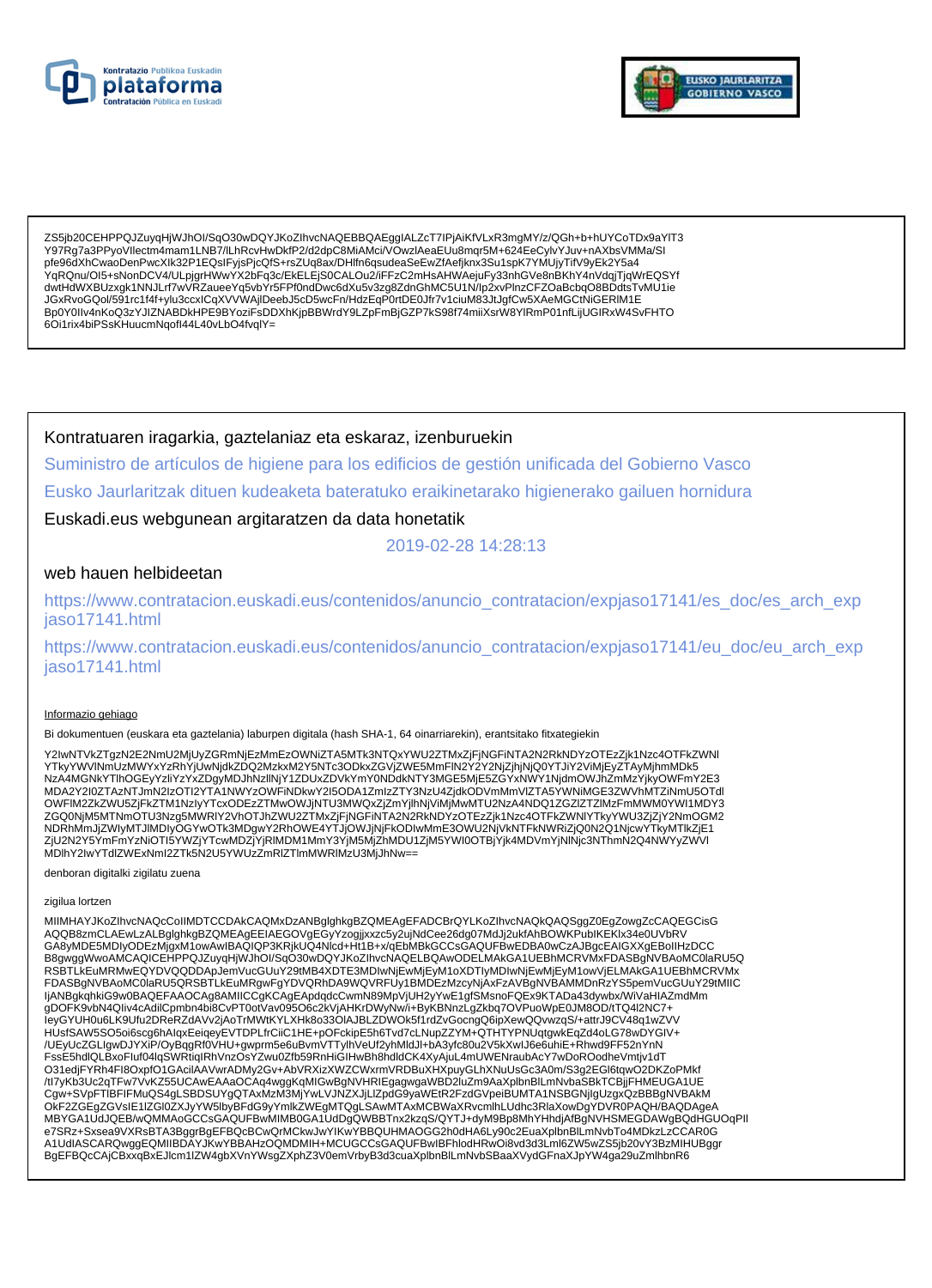ZS5jb20CEHPPQJZuyqHjWJhOI/SqO30wDQYJKoZIhvcNAQEBBQAEggIALZcT7IPjAiKfVLxR3mgMY/z/QGh+b+hUYCoTDx9aYlT3
Y97Rg7a3PPyoVIlectm4mam1LNB7/lLhRcvHwDkfP2/d2dpC8MiAMci/VOwzlAeaEUu8mqr5M+624EeCylvYJuv+nAXbsVMMa/SI
pfe96dXhCwaoDenPwcXlk32P1EQsIFyjsPjcQfS+rsZUq8ax/DHlfn6qsudeaSeEwZfAefjknx3Su1spK7YMUjyTifV9yEk2Y5a4
YqRQnu/OI5+sNonDCV4/ULpjgrHWwYX2bFq3c/EkELEjS0CALOu2/iFFzC2mHsAHWAejuFy33nhGVe8nBKhY4nVdqjTjqWrEQSYf
dwtHdWXBUzxgk1NNJLrf7wVRZaueeYq5vbYr5FPf0ndDwc6dXu5v3zg8ZdnGhMC5U1N/Ip2xvPlnzCFZOaBcbqO8BDdtsTvMU1ie
JGxRvoGQol/591rc1f4f+ylu3ccxICqXVVWAjlDeebJ5cD5wcFn/HdzEqP0rtDE0Jfr7v1ciuM83JtJgfCw5XAeMGCtNiGERlM1E
Bp0Y0lIv4nKoQ3zYJlZNABDkHPE9BYoziFsDDXhKjpBBWrdY9LZpFmBjGZP7kS98f74miiXsrW8YlRmP01nfLijUGIRxW4SvFHTO
6Oi1rix4biPSsKHuucmNqofl44L40vLbO4fvqlY=

Kontratuaren iragarkia, gaztelaniaz eta eskaraz, izenburuekin

Suministro de artículos de higiene para los edificios de gestión unificada del Gobierno Vasco

Eusko Jaurlaritzak dituen kudeaketa bateratuko eraikinetarako higienerako gailuen hornidura

Euskadi.eus webgunean argitaratzen da data honetatik

2019-02-28 14:28:13

web hauen helbideetan

https://www.contratacion.euskadi.eus/contenidos/anuncio_contratacion/expjaso17141/es_doc/es_arch_expjaso17141.html

https://www.contratacion.euskadi.eus/contenidos/anuncio_contratacion/expjaso17141/eu_doc/eu_arch_expjaso17141.html

Informazio gehiago

Bi dokumentuen (euskara eta gaztelania) laburpen digitala (hash SHA-1, 64 oinarriarekin), erantsitako fitxategiekin

Y2IwNTVkZTgzN2E2NmU2MjUyZGRmNjEzMmEzOWNiZTA5MTk3NTQxYWU2ZTMxZjFjNGFiNTA2N2RkNDYzOTEzZjk1Nzc4OTFkZWNl
YTkyYWVlNmUzMWYxYzRhYjUwNjdkZDQ2MzkxM2Y5NTc3ODkxZGVjZWE5MmFlN2Y2Y2NjZjhjNjQ0YTJiY2ViMjEyZTAyMjhmMDk5
NzA4MGNkYTlhOGEyYzliYzYxZDgyMDJhNzllNjY1ZDUxZDVkYmY0NDdkNTY3MGE5MjE5ZGYxNWY1NjdmOWJhZmMzYjkyOWFmY2E3
MDA2Y2I0ZTAzNTJmN2IzOTI2YTA1NWYzOWFiNDkwY2I5ODA1ZmIzZTY3NzU4ZjdkODVmMmVlZTA5YWNiMGE3ZWVhMTZiNmU5OTdl
OWFlM2ZkZWU5ZjFkZTM1NzIyYTcxODEzZTMwOWJjNTU3MWQxZjZmYjlhNjViMjMwMTU2NzA4NDQ1ZGZlZTZlMzFmMWM0YWI1MDY3
ZGQ0NjM5MTNmOTU3Nzg5MWRlY2VhOTJhZWU2ZTMxZjFjNGFiNTA2N2RkNDYzOTEzZjk1Nzc4OTFkZWNlYTkyYWU3ZjZjY2NmOGM2
NDRhMmJjZWIyMTJlMDIyOGYwOTk3MDgwY2RhOWE4YTJjOWJjNjFkODIwMmE3OWU2NjVkNTFkNWRiZjQ0N2Q1NjcwYTkyMTlkZjE1
ZjU2N2Y5YmFmYzNiOTI5YWZjYTcwMDZjYjRlMDM1MmY3YjM5MjZhMDU1ZjM5YWI0OTBjYjk4MDVmYjNlNjc3NThmN2Q4NWYyZWVl
MDlhY2IwYTdlZWExNmI2ZTk5N2U5YWUzZmRlZTlmMWRlMzU3MjJhNw==

denboran digitalki zigilatu zuena

zigilua lortzen

MIIMHAYJKoZIhvcNAQcCoIIMDTCCDAkCAQMxDzANBglghkgBZQMEAgEFADCBrQYLKoZIhvcNAQkQAQSggZ0EgZowgZcCAQEGCisG
AQQB8zmCLAEwLzALBglghkgBZQMEAgEEIAEGOVgEGyYzogjjxxzc5y2ujNdCee26dg07MdJj2ukfAhBOWKPublKEKlx34e0UVbRV
GA8yMDE5MDIyODEzMjgxM1owAwIBAQIQP3KRjkUQ4Nlcd+Ht1B+x/qEbMBkGCCsGAQUFBwEDBA0wCzAJBgcEAIGXXgEBoIIHzDCC
B8gwggWwoAMCAQICEHPPQJZuyqHjWJhOI/SqO30wDQYJKoZIhvcNAQELBQAwODELMAkGA1UEBhMCRVMxFDASBgNVBAoMC0laRU5Q
RSBTLkEuMRMwEQYDVQQDDApJemVucGUuY29tMB4XDTE3MDIwNjEwMjEyM1oXDTIyMDIwNjEwMjEyM1owVjELMAkGA1UEBhMCRVMx
FDASBgNVBAoMC0laRU5QRSBTLkEuMRgwFgYDVQRhDA9WQVRFUy1BMDEzMzcyNjAxFzAVBgNVBAMMDnRzYS5pemVucGUuY29tMIIC
IjANBgkqhkiG9w0BAQEFAAOCAg8AMIICCgKCAgEApdqdcCwmN89MpVjUH2yYwE1gfSMsnoFQEx9KTADa43dywbx/WiVaHIAZmdMm
gDOFK9vbN4QIiv4cAdilCpmbn4bi8CvPT0otVav095O6c2kVjAHKrDWyNw/i+ByKBNnzLgZkbq7OVPuoWpE0JM8OD/tTQ4l2NC7+
IeyGYUH0u6LK9Ufu2DReRZdAVv2jAoTrMWtKYLXHk8o33OIAJBLZDWOk5f1rdZvGocngQ6ipXewQQvwzqS/+attrJ9CV48q1wZVV
HUsfSAW5SO5oi6scg6hAlqxEeiqeyEVTDPLfrCiiC1HE+pOFckipE5h6Tvd7cLNupZZYM+QTHTYPNUqtgwkEqZd4oLG78wDYGIV+
/UEyUcZGLIgwDJYXiP/OyBqgRf0VHU+gwprm5e6uBvmVTTylhVeUf2yhMldJl+bA3yfc80u2V5kXwlJ6e6uhiE+Rhwd9FF52nYnN
FssE5hdlQLBxoFluf04lqSWRtiqlRhVnzOsYZwu0Zfb59RnHiGIHwBh8hdldCK4XyAjuL4mUWENraubAcY7wDoROodheVmtjv1dT
O31edjFYRh4FI8OxpfO1GAciIAAVwrADMy2Gv+AbVRXizXWZCWxrmVRDBuXHXpuyGLhXNuUsGc3A0m/S3g2EGl6tqwO2DKZoPMkf
/tI7yKb3Uc2qTFw7VvKZ55UCAwEAAaOCAq4wggKqMIGwBgNVHRIEgagwgaWBD2luZm9AaXplbnBlLmNvbaSBkTCBjjFHMEUGA1UE
Cgw+SVpFTlBFIFMuQS4gLSBDSUYgQTAxMzM3MjYwLVJNZXJjLlZpdG9yaWEtR2FzdGVpeiBUMTA1NSBGNjIgUzgxQzBBBgNVBAkM
OkF2ZEgZGVsIE1lZGl0ZXJyYW5lbyBFdG9yYmlkZWEgMTQgLSAwMTAxMCBWaXRvcmlhLUdhc3RlaXowDgYDVR0PAQH/BAQDAgeA
MBYGA1UdJQEB/wQMMAoGCCsGAQUFBwMIMB0GA1UdDgQWBBTnx2kzqS/QYTJ+dyM9Bp8MhYHhdjAfBgNVHSMEGDAWgBQdHGUOqPIl
e7SRz+Sxsea9VXRsBTA3BggrBgEFBQcBCwQrMCkwJwYIKwYBBQUHMAOGG2h0dHA6Ly90c2EuaXplbnBlLmNvbTo4MDkzLzCCAR0G
A1UdIASCARQwggEQMIIBDAYJKwYBBAHzOQMDMIH+MCUGCCsGAQUFBwIBFhlodHRwOi8vd3d3Lml6ZW5wZS5jb20vY3BzMIHUBggr
BgEFBQcCAjCBxxqBxEJlcm1lZW4gbXVnYWsgZXphZ3V0emVrbyB3d3cuaXplbnBlLmNvbSBaaXVydGFnaXJpYW4ga29uZmlhbnR6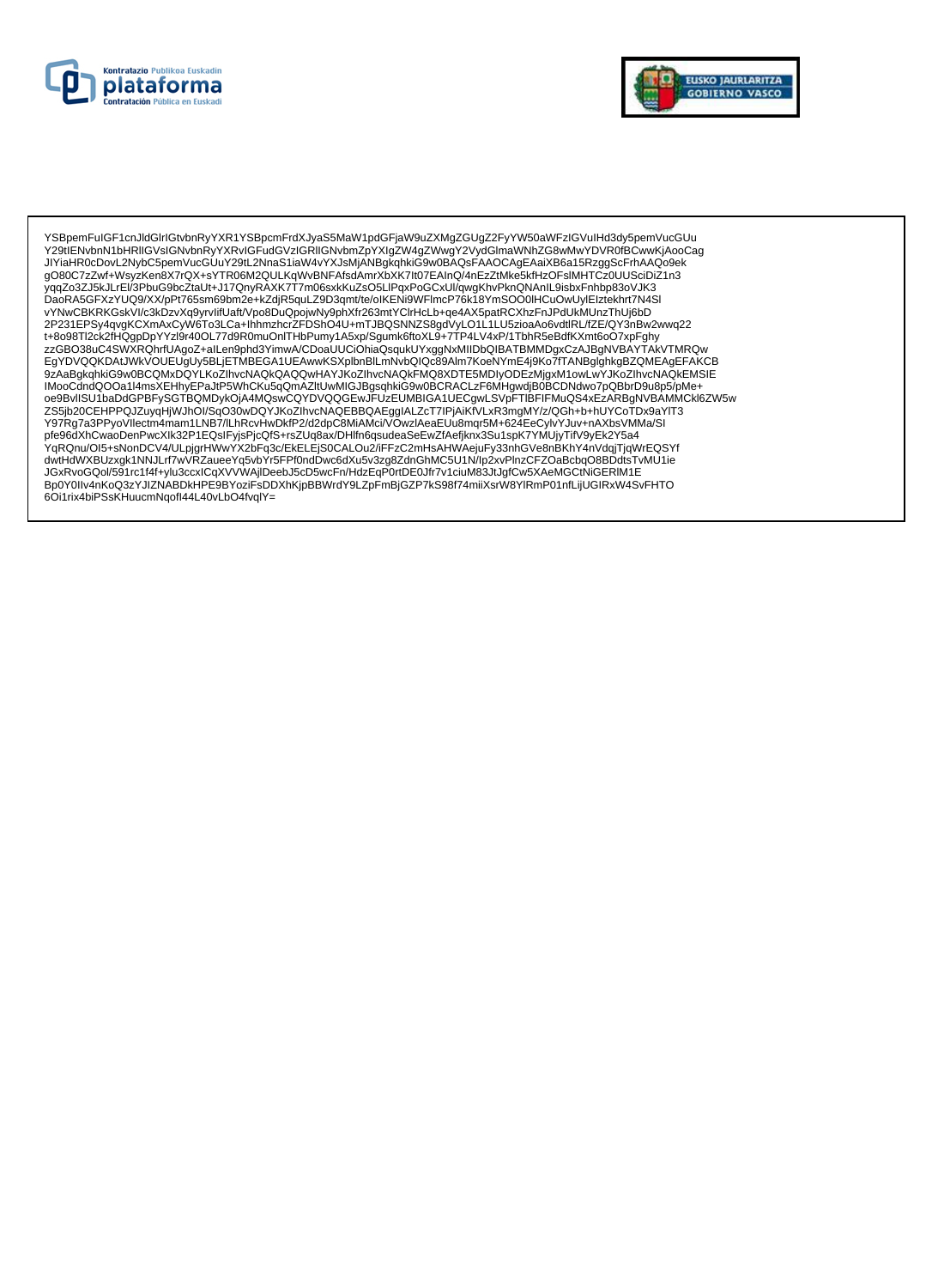YSBpemFuIGF1cnJldGlrIGtvbnRyYXR1YSBpcmFrdXJyaS5MaW1pdGFjaW9uZXMgZGUgZ2FyYW50aWFzIGVuIHd3dy5pemVucGUu
Y29tIENvbnN1bHRlIGVsIGNvbnRyYXRvIGFudGVzIGRlIGNvbmZpYXIgZW4gZWwgY2VydGlmaWNhZG8wMwYDVR0fBCwwKjAooCag
JIYiaHR0cDovL2NybC5pemVucGUuY29tL2NnaS1iaW4vYXJsMjANBgkqhkiG9w0BAQsFAAOCAgEAaiXB6a15RzggScFrhAAQo9ek
gO80C7zZwf+WsyzKen8X7rQX+sYTR06M2QULKqWvBNFAfsdAmrXbXK7It07EAInQ/4nEzZtMke5kfHzOFslMHTCz0UUSciDiZ1n3
yqqZo3ZJ5kJLrEl/3PbuG9bcZtaUt+J17QnyRAXK7T7m06sxkKuZsO5LlPqxPoGCxUl/qwgKhvPknQNAnIL9isbxFnhbp83oVJK3
DaoRA5GFXzYUQ9/XX/pPt765sm69bm2e+KzdjR5quLZ9D3qmt/te/oIKENi9WFlmcP76k18YmSOO0lHCuOwUylEIztekhrt7N4Sl
vYNwCBKRKGskVI/c3kDzvXq9yrvIifUaft/Vpo8DuQpojwNy9phXfr263mtYClrHcLb+qe4AX5patRCXhzFnJPdUkMUnzThUj6bD
2P231EPSy4qvgKCXmAxCyW6To3LCa+lhhmzhcrZFDShO4U+mTJBQSNNZS8gdVyLO1L1LU5zioaAo6vdtlRL/fZE/QY3nBw2wwq22
t+8o98Tl2ck2fHQgpDpYYzl9r40OL77d9R0muOnlTHbPumy1A5xp/Sgumk6ftoXL9+7TP4LV4xP/1TbhR5eBdfKXmt6oO7xpFghy
zzGBO38uC4SWXRQhrfUAgoZ+aILen9phd3YimwA/CDoaUUCiOhiaQsqukUYxggNxMIIDbQIBATBMMDgxCzAJBgNVBAYTAkVTMRQw
EgYDVQQKDAtJWkVOUEUgUy5BLjETMBEGA1UEAwwKSXplbnBlLmNvbQIQc89Alm7KoeNYmE4j9Ko7fTANBglghkgBZQMEAgEFAKCB
9zAaBgkqhkiG9w0BCQMxDQYLKoZIhvcNAQkQAQQwHAYJKoZIhvcNAQkFMQ8XDTE5MDIyODEzMjgxM1owLwYJKoZIhvcNAQkEMSIE
IMooCdndQOOa1l4msXEHhyEPaJtP5WhCKu5qQmAZltUwMIGJBgsqhkiG9w0BCRACLzF6MHgwdjB0BCDNdwo7pQBbrD9u8p5/pMe+
oe9BvllSU1baDdGPBFySGTBQMDykOjA4MQswCQYDVQQGEwJFUzEUMBIGA1UECgwLSVpFTlBFIFMuQS4xEzARBgNVBAMMCkl6ZW5w
ZS5jb20CEHPPQJZuyqHjWJhOI/SqO30wDQYJKoZIhvcNAQEBBQAEggIALZcT7IPjAiKfVLxR3mgMY/z/QGh+b+hUYCoTDx9aYIT3
Y97Rg7a3PPyoVllectm4mam1LNB7/lLhRcvHwDkfP2/d2dpC8MiAMci/VOwzlAeaEUu8mqr5M+624EeCylvYJuv+nAXbsVMMa/Sl
pfe96dXhCwaoDenPwcXIk32P1EQsIFyjsPjcQfS+rsZUq8ax/DHlfn6qsudeaSeEwZfAefjknx3Su1spK7YMUjyTifV9yEk2Y5a4
YqRQnu/OI5+sNonDCV4/ULpjgrHWwYX2bFq3c/EkELEjS0CALOu2/iFFzC2mHsAHWAejuFy33nhGVe8nBKhY4nVdqjTjqWrEQSYf
dwtHdWXBUzxgk1NNJLrf7wVRZaueeYq5vbYr5FPf0ndDwc6dXu5v3zg8ZdnGhMC5U1N/lp2xvPlnzCFZOaBcbqO8BDdtsTvMU1ie
JGxRvoGQol/591rc1f4f+ylu3ccxICqXVVWAjlDeebJ5cD5wcFn/HdzEqP0rtDE0Jfr7v1ciuM83JtJgfCw5XAeMGCtNiGERlM1E
Bp0Y0lIv4nKoQ3zYJIZNABDkHPE9BYoziFsDDXhKjpBBWrdY9LZpFmBjGZP7kS98f74miiXsrW8YIRmP01nfLijUGIRxW4SvFHTO
6Oi1rix4biPSsKHuucmNqofI44L40vLbO4fvqlY=